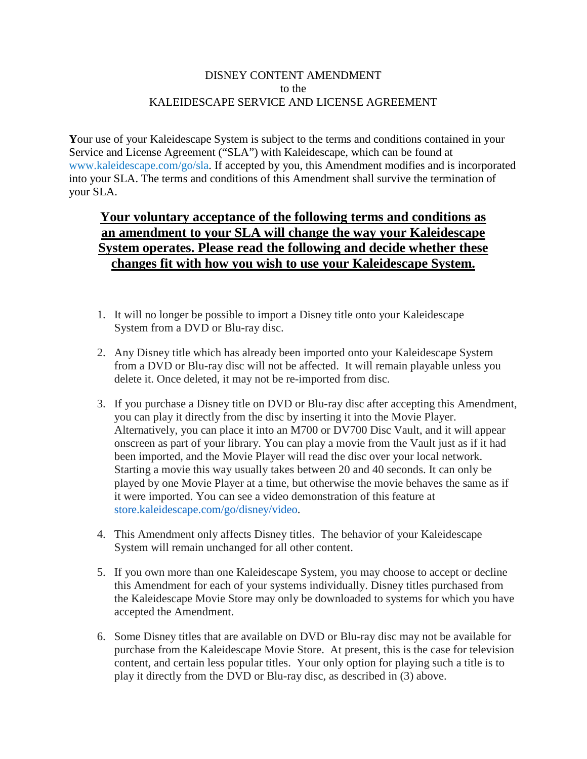# DISNEY CONTENT AMENDMENT
to the
KALEIDESCAPE SERVICE AND LICENSE AGREEMENT

**Y**our use of your Kaleidescape System is subject to the terms and conditions contained in your Service and License Agreement ("SLA") with Kaleidescape, which can be found at www.kaleidescape.com/go/sla. If accepted by you, this Amendment modifies and is incorporated into your SLA. The terms and conditions of this Amendment shall survive the termination of your SLA.

**Your voluntary acceptance of the following terms and conditions as an amendment to your SLA will change the way your Kaleidescape System operates. Please read the following and decide whether these changes fit with how you wish to use your Kaleidescape System.**

1. It will no longer be possible to import a Disney title onto your Kaleidescape System from a DVD or Blu-ray disc.
2. Any Disney title which has already been imported onto your Kaleidescape System from a DVD or Blu-ray disc will not be affected. It will remain playable unless you delete it. Once deleted, it may not be re-imported from disc.
3. If you purchase a Disney title on DVD or Blu-ray disc after accepting this Amendment, you can play it directly from the disc by inserting it into the Movie Player. Alternatively, you can place it into an M700 or DV700 Disc Vault, and it will appear onscreen as part of your library. You can play a movie from the Vault just as if it had been imported, and the Movie Player will read the disc over your local network. Starting a movie this way usually takes between 20 and 40 seconds. It can only be played by one Movie Player at a time, but otherwise the movie behaves the same as if it were imported. You can see a video demonstration of this feature at store.kaleidescape.com/go/disney/video.
4. This Amendment only affects Disney titles. The behavior of your Kaleidescape System will remain unchanged for all other content.
5. If you own more than one Kaleidescape System, you may choose to accept or decline this Amendment for each of your systems individually. Disney titles purchased from the Kaleidescape Movie Store may only be downloaded to systems for which you have accepted the Amendment.
6. Some Disney titles that are available on DVD or Blu-ray disc may not be available for purchase from the Kaleidescape Movie Store. At present, this is the case for television content, and certain less popular titles. Your only option for playing such a title is to play it directly from the DVD or Blu-ray disc, as described in (3) above.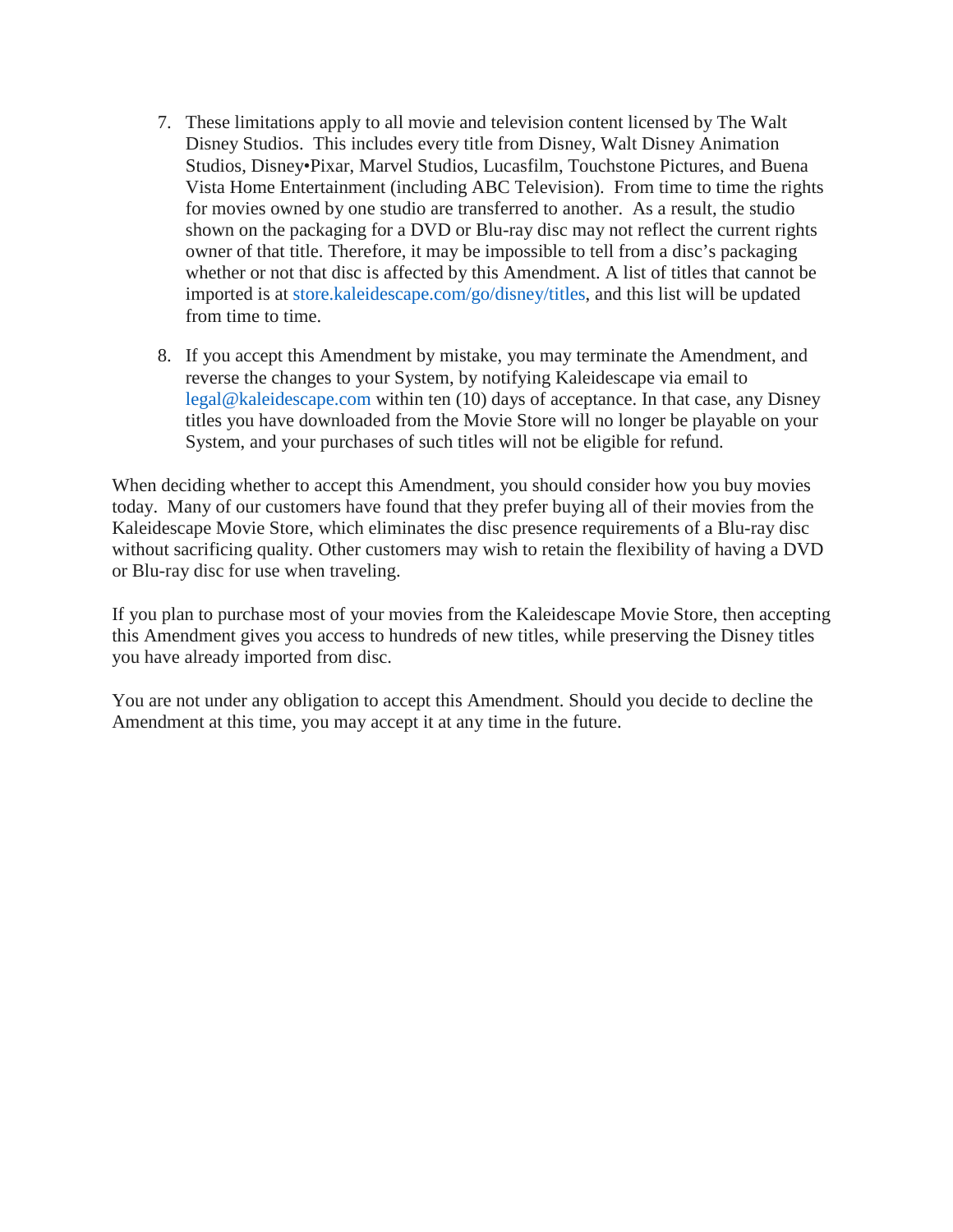7. These limitations apply to all movie and television content licensed by The Walt Disney Studios. This includes every title from Disney, Walt Disney Animation Studios, Disney•Pixar, Marvel Studios, Lucasfilm, Touchstone Pictures, and Buena Vista Home Entertainment (including ABC Television). From time to time the rights for movies owned by one studio are transferred to another. As a result, the studio shown on the packaging for a DVD or Blu-ray disc may not reflect the current rights owner of that title. Therefore, it may be impossible to tell from a disc's packaging whether or not that disc is affected by this Amendment. A list of titles that cannot be imported is at store.kaleidescape.com/go/disney/titles, and this list will be updated from time to time.

8. If you accept this Amendment by mistake, you may terminate the Amendment, and reverse the changes to your System, by notifying Kaleidescape via email to legal@kaleidescape.com within ten (10) days of acceptance. In that case, any Disney titles you have downloaded from the Movie Store will no longer be playable on your System, and your purchases of such titles will not be eligible for refund.

When deciding whether to accept this Amendment, you should consider how you buy movies today. Many of our customers have found that they prefer buying all of their movies from the Kaleidescape Movie Store, which eliminates the disc presence requirements of a Blu-ray disc without sacrificing quality. Other customers may wish to retain the flexibility of having a DVD or Blu-ray disc for use when traveling.

If you plan to purchase most of your movies from the Kaleidescape Movie Store, then accepting this Amendment gives you access to hundreds of new titles, while preserving the Disney titles you have already imported from disc.

You are not under any obligation to accept this Amendment. Should you decide to decline the Amendment at this time, you may accept it at any time in the future.